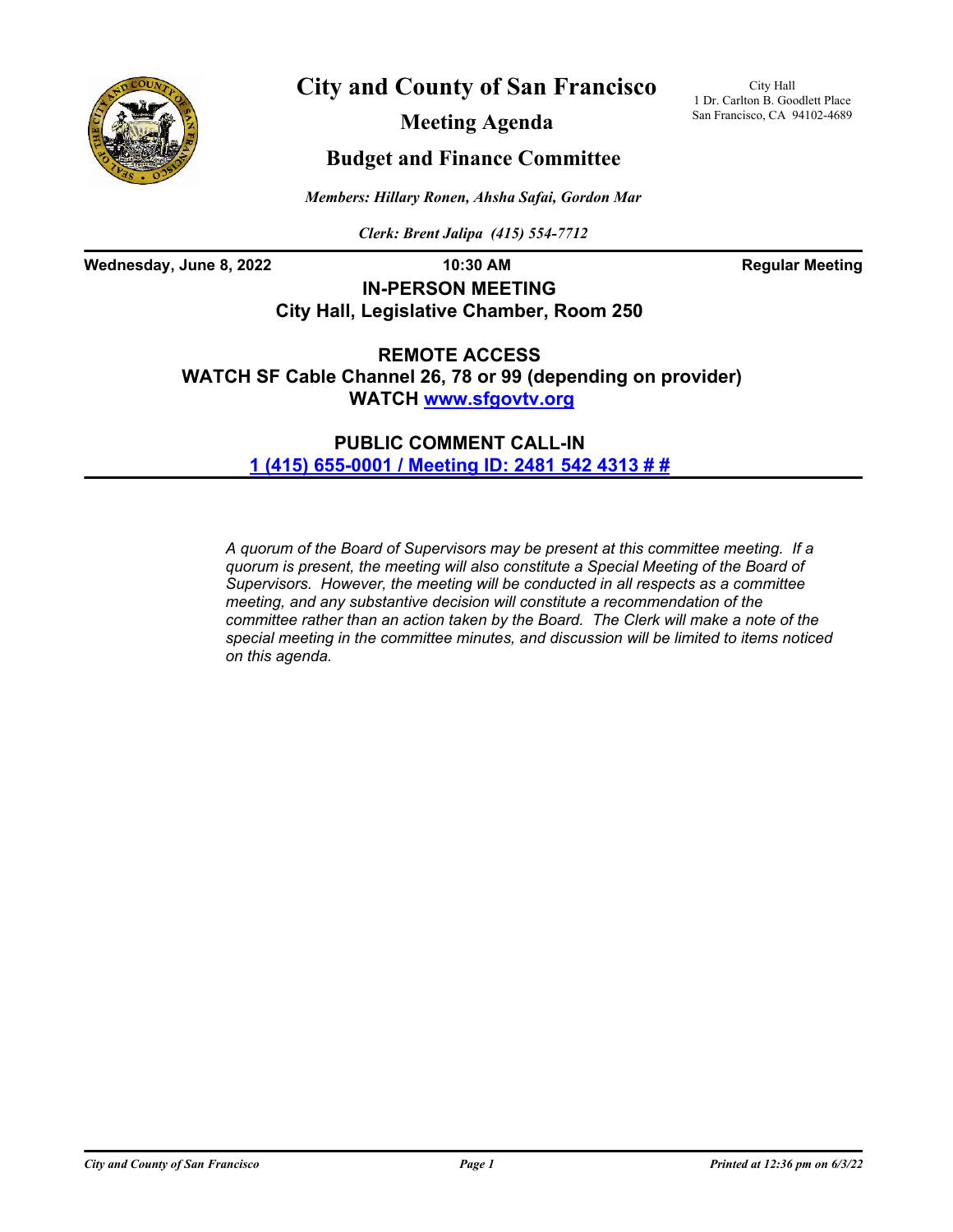# City and County of San Francisco

City Hall
1 Dr. Carlton B. Goodlett Place
San Francisco, CA 94102-4689

## Meeting Agenda

## Budget and Finance Committee

*Members: Hillary Ronen, Ahsha Safai, Gordon Mar*

*Clerk: Brent Jalipa (415) 554-7712*

**Wednesday, June 8, 2022** **10:30 AM** **Regular Meeting**

**IN-PERSON MEETING**
**City Hall, Legislative Chamber, Room 250**

**REMOTE ACCESS**
**WATCH SF Cable Channel 26, 78 or 99 (depending on provider)**
**WATCH www.sfgovtv.org**

**PUBLIC COMMENT CALL-IN**
**1 (415) 655-0001 / Meeting ID: 2481 542 4313 # #**

*A quorum of the Board of Supervisors may be present at this committee meeting. If a quorum is present, the meeting will also constitute a Special Meeting of the Board of Supervisors. However, the meeting will be conducted in all respects as a committee meeting, and any substantive decision will constitute a recommendation of the committee rather than an action taken by the Board. The Clerk will make a note of the special meeting in the committee minutes, and discussion will be limited to items noticed on this agenda.*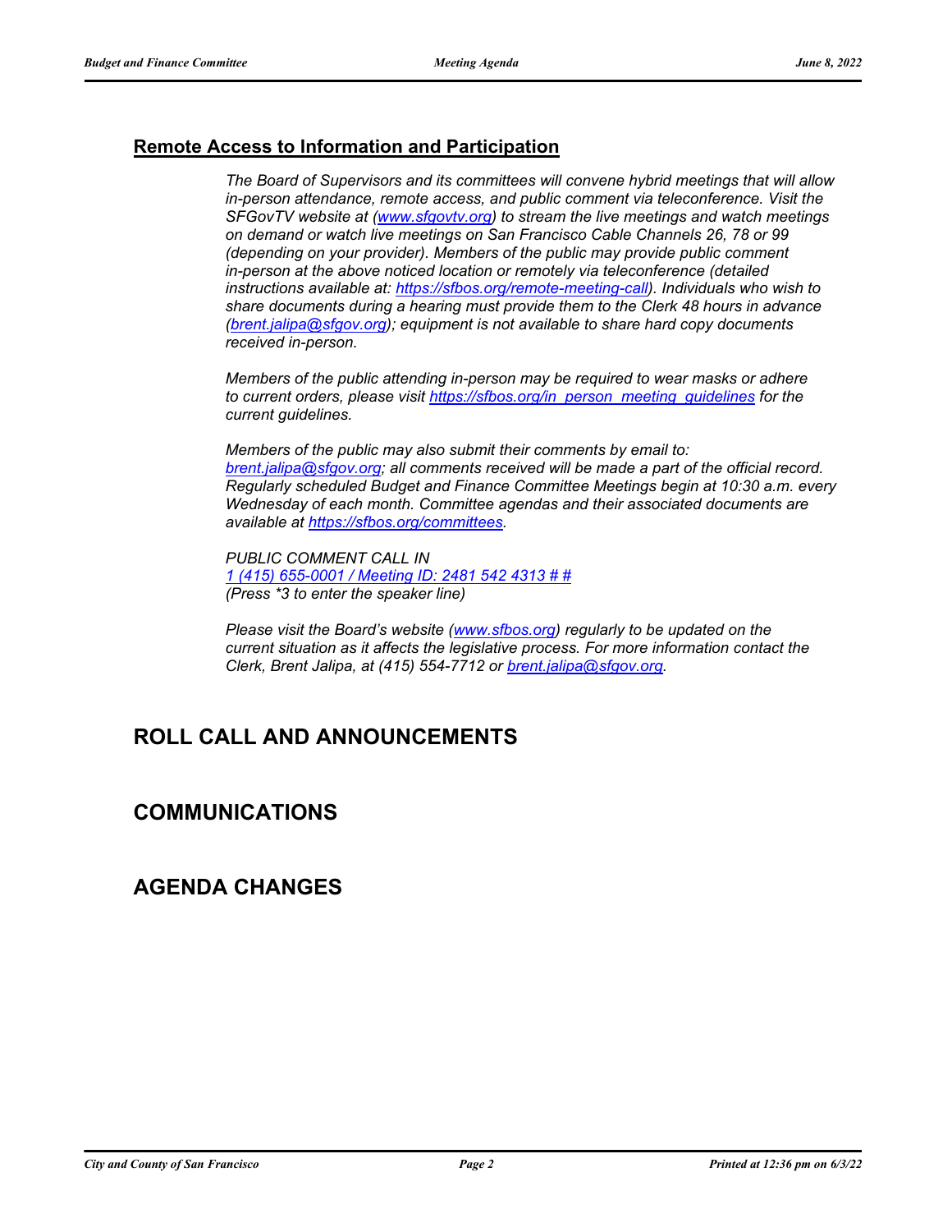## Remote Access to Information and Participation

*The Board of Supervisors and its committees will convene hybrid meetings that will allow in-person attendance, remote access, and public comment via teleconference. Visit the SFGovTV website at (www.sfgovtv.org) to stream the live meetings and watch meetings on demand or watch live meetings on San Francisco Cable Channels 26, 78 or 99 (depending on your provider). Members of the public may provide public comment in-person at the above noticed location or remotely via teleconference (detailed instructions available at: https://sfbos.org/remote-meeting-call). Individuals who wish to share documents during a hearing must provide them to the Clerk 48 hours in advance (brent.jalipa@sfgov.org); equipment is not available to share hard copy documents received in-person.*

*Members of the public attending in-person may be required to wear masks or adhere to current orders, please visit https://sfbos.org/in_person_meeting_guidelines for the current guidelines.*

*Members of the public may also submit their comments by email to: brent.jalipa@sfgov.org; all comments received will be made a part of the official record. Regularly scheduled Budget and Finance Committee Meetings begin at 10:30 a.m. every Wednesday of each month. Committee agendas and their associated documents are available at https://sfbos.org/committees.*

*PUBLIC COMMENT CALL IN*
*1 (415) 655-0001 / Meeting ID: 2481 542 4313 # #*
*(Press *3 to enter the speaker line)*

*Please visit the Board's website (www.sfbos.org) regularly to be updated on the current situation as it affects the legislative process. For more information contact the Clerk, Brent Jalipa, at (415) 554-7712 or brent.jalipa@sfgov.org.*

# ROLL CALL AND ANNOUNCEMENTS

# COMMUNICATIONS

# AGENDA CHANGES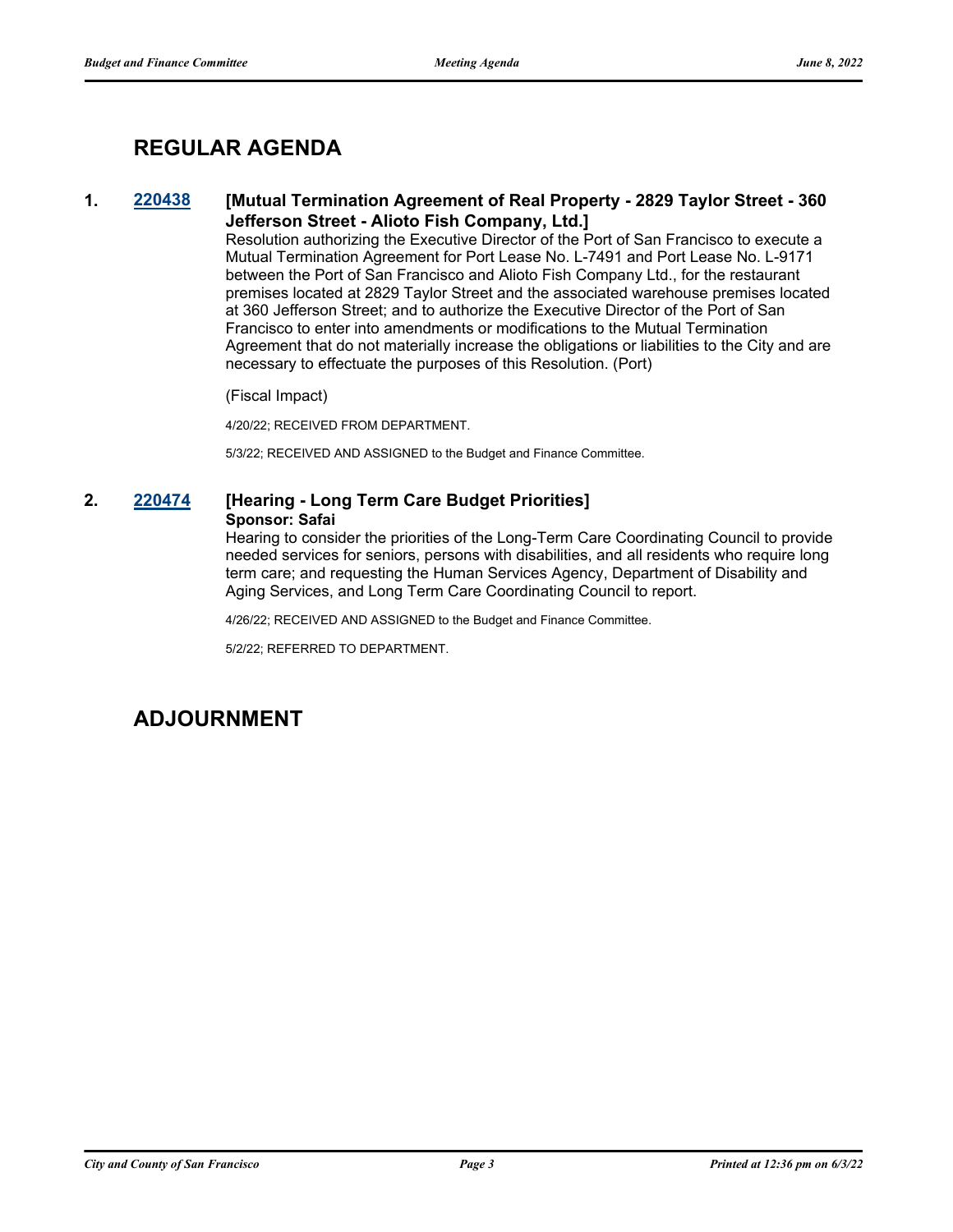## REGULAR AGENDA

**1. [220438](220438) [Mutual Termination Agreement of Real Property - 2829 Taylor Street - 360 Jefferson Street - Alioto Fish Company, Ltd.]**

Resolution authorizing the Executive Director of the Port of San Francisco to execute a Mutual Termination Agreement for Port Lease No. L-7491 and Port Lease No. L-9171 between the Port of San Francisco and Alioto Fish Company Ltd., for the restaurant premises located at 2829 Taylor Street and the associated warehouse premises located at 360 Jefferson Street; and to authorize the Executive Director of the Port of San Francisco to enter into amendments or modifications to the Mutual Termination Agreement that do not materially increase the obligations or liabilities to the City and are necessary to effectuate the purposes of this Resolution. (Port)

(Fiscal Impact)

4/20/22; RECEIVED FROM DEPARTMENT.

5/3/22; RECEIVED AND ASSIGNED to the Budget and Finance Committee.

**2. 220474 [Hearing - Long Term Care Budget Priorities]**

**Sponsor: Safai**

Hearing to consider the priorities of the Long-Term Care Coordinating Council to provide needed services for seniors, persons with disabilities, and all residents who require long term care; and requesting the Human Services Agency, Department of Disability and Aging Services, and Long Term Care Coordinating Council to report.

4/26/22; RECEIVED AND ASSIGNED to the Budget and Finance Committee.

5/2/22; REFERRED TO DEPARTMENT.

## ADJOURNMENT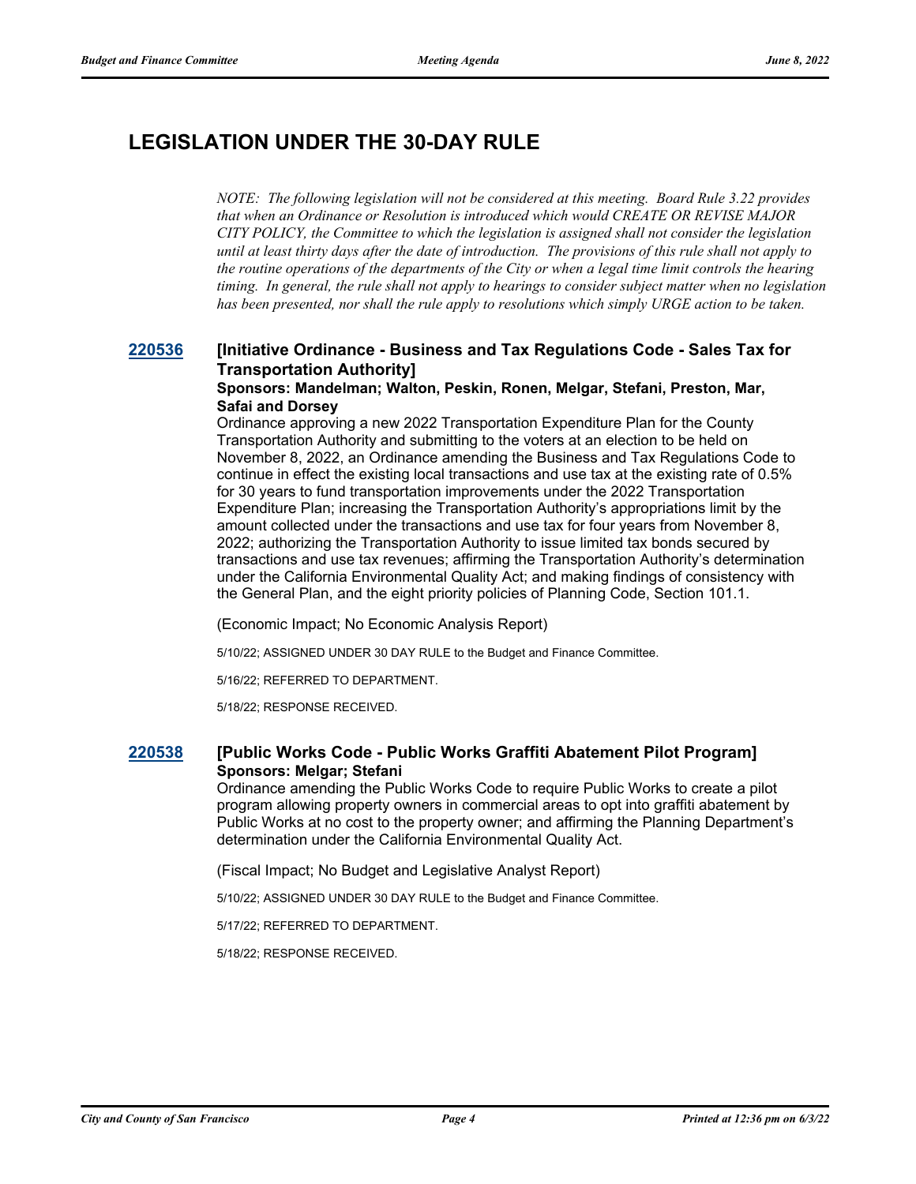# LEGISLATION UNDER THE 30-DAY RULE

*NOTE: The following legislation will not be considered at this meeting. Board Rule 3.22 provides that when an Ordinance or Resolution is introduced which would CREATE OR REVISE MAJOR CITY POLICY, the Committee to which the legislation is assigned shall not consider the legislation until at least thirty days after the date of introduction. The provisions of this rule shall not apply to the routine operations of the departments of the City or when a legal time limit controls the hearing timing. In general, the rule shall not apply to hearings to consider subject matter when no legislation has been presented, nor shall the rule apply to resolutions which simply URGE action to be taken.*

### 220536 [Initiative Ordinance - Business and Tax Regulations Code - Sales Tax for Transportation Authority]

**Sponsors: Mandelman; Walton, Peskin, Ronen, Melgar, Stefani, Preston, Mar, Safai and Dorsey**

Ordinance approving a new 2022 Transportation Expenditure Plan for the County Transportation Authority and submitting to the voters at an election to be held on November 8, 2022, an Ordinance amending the Business and Tax Regulations Code to continue in effect the existing local transactions and use tax at the existing rate of 0.5% for 30 years to fund transportation improvements under the 2022 Transportation Expenditure Plan; increasing the Transportation Authority's appropriations limit by the amount collected under the transactions and use tax for four years from November 8, 2022; authorizing the Transportation Authority to issue limited tax bonds secured by transactions and use tax revenues; affirming the Transportation Authority's determination under the California Environmental Quality Act; and making findings of consistency with the General Plan, and the eight priority policies of Planning Code, Section 101.1.

(Economic Impact; No Economic Analysis Report)

5/10/22; ASSIGNED UNDER 30 DAY RULE to the Budget and Finance Committee.

5/16/22; REFERRED TO DEPARTMENT.

5/18/22; RESPONSE RECEIVED.

### 220538 [Public Works Code - Public Works Graffiti Abatement Pilot Program]

**Sponsors: Melgar; Stefani**

Ordinance amending the Public Works Code to require Public Works to create a pilot program allowing property owners in commercial areas to opt into graffiti abatement by Public Works at no cost to the property owner; and affirming the Planning Department's determination under the California Environmental Quality Act.

(Fiscal Impact; No Budget and Legislative Analyst Report)

5/10/22; ASSIGNED UNDER 30 DAY RULE to the Budget and Finance Committee.

5/17/22; REFERRED TO DEPARTMENT.

5/18/22; RESPONSE RECEIVED.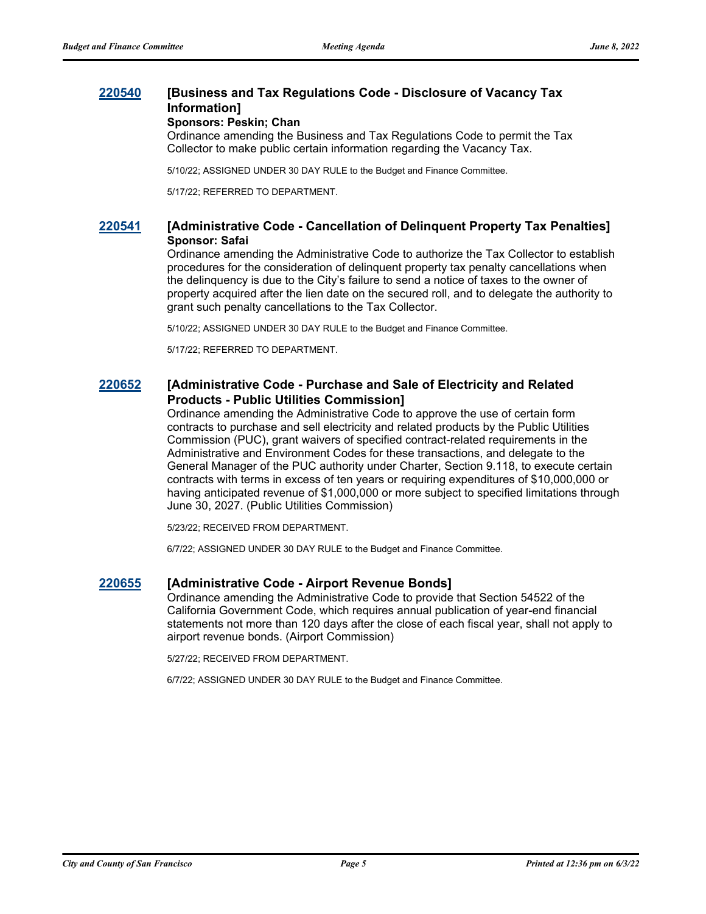### 220540 [Business and Tax Regulations Code - Disclosure of Vacancy Tax Information]

**Sponsors: Peskin; Chan**

Ordinance amending the Business and Tax Regulations Code to permit the Tax Collector to make public certain information regarding the Vacancy Tax.

5/10/22; ASSIGNED UNDER 30 DAY RULE to the Budget and Finance Committee.

5/17/22; REFERRED TO DEPARTMENT.

### 220541 [Administrative Code - Cancellation of Delinquent Property Tax Penalties]

**Sponsor: Safai**

Ordinance amending the Administrative Code to authorize the Tax Collector to establish procedures for the consideration of delinquent property tax penalty cancellations when the delinquency is due to the City's failure to send a notice of taxes to the owner of property acquired after the lien date on the secured roll, and to delegate the authority to grant such penalty cancellations to the Tax Collector.

5/10/22; ASSIGNED UNDER 30 DAY RULE to the Budget and Finance Committee.

5/17/22; REFERRED TO DEPARTMENT.

### 220652 [Administrative Code - Purchase and Sale of Electricity and Related Products - Public Utilities Commission]

Ordinance amending the Administrative Code to approve the use of certain form contracts to purchase and sell electricity and related products by the Public Utilities Commission (PUC), grant waivers of specified contract-related requirements in the Administrative and Environment Codes for these transactions, and delegate to the General Manager of the PUC authority under Charter, Section 9.118, to execute certain contracts with terms in excess of ten years or requiring expenditures of $10,000,000 or having anticipated revenue of $1,000,000 or more subject to specified limitations through June 30, 2027. (Public Utilities Commission)

5/23/22; RECEIVED FROM DEPARTMENT.

6/7/22; ASSIGNED UNDER 30 DAY RULE to the Budget and Finance Committee.

### 220655 [Administrative Code - Airport Revenue Bonds]

Ordinance amending the Administrative Code to provide that Section 54522 of the California Government Code, which requires annual publication of year-end financial statements not more than 120 days after the close of each fiscal year, shall not apply to airport revenue bonds. (Airport Commission)

5/27/22; RECEIVED FROM DEPARTMENT.

6/7/22; ASSIGNED UNDER 30 DAY RULE to the Budget and Finance Committee.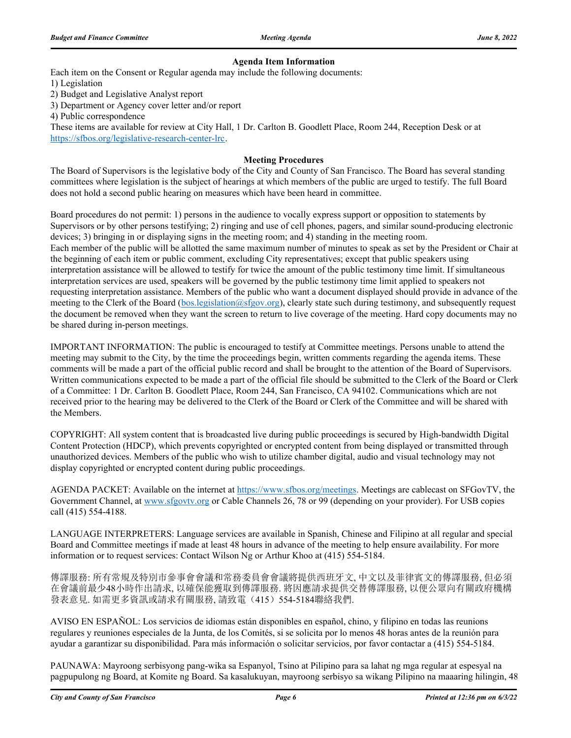### Agenda Item Information

Each item on the Consent or Regular agenda may include the following documents:

1) Legislation
2) Budget and Legislative Analyst report
3) Department or Agency cover letter and/or report
4) Public correspondence

These items are available for review at City Hall, 1 Dr. Carlton B. Goodlett Place, Room 244, Reception Desk or at https://sfbos.org/legislative-research-center-lrc.

### Meeting Procedures

The Board of Supervisors is the legislative body of the City and County of San Francisco. The Board has several standing committees where legislation is the subject of hearings at which members of the public are urged to testify. The full Board does not hold a second public hearing on measures which have been heard in committee.

Board procedures do not permit: 1) persons in the audience to vocally express support or opposition to statements by Supervisors or by other persons testifying; 2) ringing and use of cell phones, pagers, and similar sound-producing electronic devices; 3) bringing in or displaying signs in the meeting room; and 4) standing in the meeting room.
Each member of the public will be allotted the same maximum number of minutes to speak as set by the President or Chair at the beginning of each item or public comment, excluding City representatives; except that public speakers using interpretation assistance will be allowed to testify for twice the amount of the public testimony time limit. If simultaneous interpretation services are used, speakers will be governed by the public testimony time limit applied to speakers not requesting interpretation assistance. Members of the public who want a document displayed should provide in advance of the meeting to the Clerk of the Board (bos.legislation@sfgov.org), clearly state such during testimony, and subsequently request the document be removed when they want the screen to return to live coverage of the meeting. Hard copy documents may not be shared during in-person meetings.

IMPORTANT INFORMATION: The public is encouraged to testify at Committee meetings. Persons unable to attend the meeting may submit to the City, by the time the proceedings begin, written comments regarding the agenda items. These comments will be made a part of the official public record and shall be brought to the attention of the Board of Supervisors. Written communications expected to be made a part of the official file should be submitted to the Clerk of the Board or Clerk of a Committee: 1 Dr. Carlton B. Goodlett Place, Room 244, San Francisco, CA 94102. Communications which are not received prior to the hearing may be delivered to the Clerk of the Board or Clerk of the Committee and will be shared with the Members.

COPYRIGHT: All system content that is broadcasted live during public proceedings is secured by High-bandwidth Digital Content Protection (HDCP), which prevents copyrighted or encrypted content from being displayed or transmitted through unauthorized devices. Members of the public who wish to utilize chamber digital, audio and visual technology may not display copyrighted or encrypted content during public proceedings.

AGENDA PACKET: Available on the internet at https://www.sfbos.org/meetings. Meetings are cablecast on SFGovTV, the Government Channel, at www.sfgovtv.org or Cable Channels 26, 78 or 99 (depending on your provider). For USB copies call (415) 554-4188.

LANGUAGE INTERPRETERS: Language services are available in Spanish, Chinese and Filipino at all regular and special Board and Committee meetings if made at least 48 hours in advance of the meeting to help ensure availability. For more information or to request services: Contact Wilson Ng or Arthur Khoo at (415) 554-5184.

傳譯服務: 所有常規及特別市參事會會議和常務委員會會議將提供西班牙文, 中文以及菲律賓文的傳譯服務, 但必須在會議前最少48小時作出請求, 以確保能獲取到傳譯服務. 將因應請求提供交替傳譯服務, 以便公眾向有關政府機構發表意見. 如需更多資訊或請求有關服務, 請致電（415）554-5184聯絡我們.

AVISO EN ESPAÑOL: Los servicios de idiomas están disponibles en español, chino, y filipino en todas las reunions regulares y reuniones especiales de la Junta, de los Comités, si se solicita por lo menos 48 horas antes de la reunión para ayudar a garantizar su disponibilidad. Para más información o solicitar servicios, por favor contactar a (415) 554-5184.

PAUNAWA: Mayroong serbisyong pang-wika sa Espanyol, Tsino at Pilipino para sa lahat ng mga regular at espesyal na pagpupulong ng Board, at Komite ng Board. Sa kasalukuyan, mayroong serbisyo sa wikang Pilipino na maaaring hilingin, 48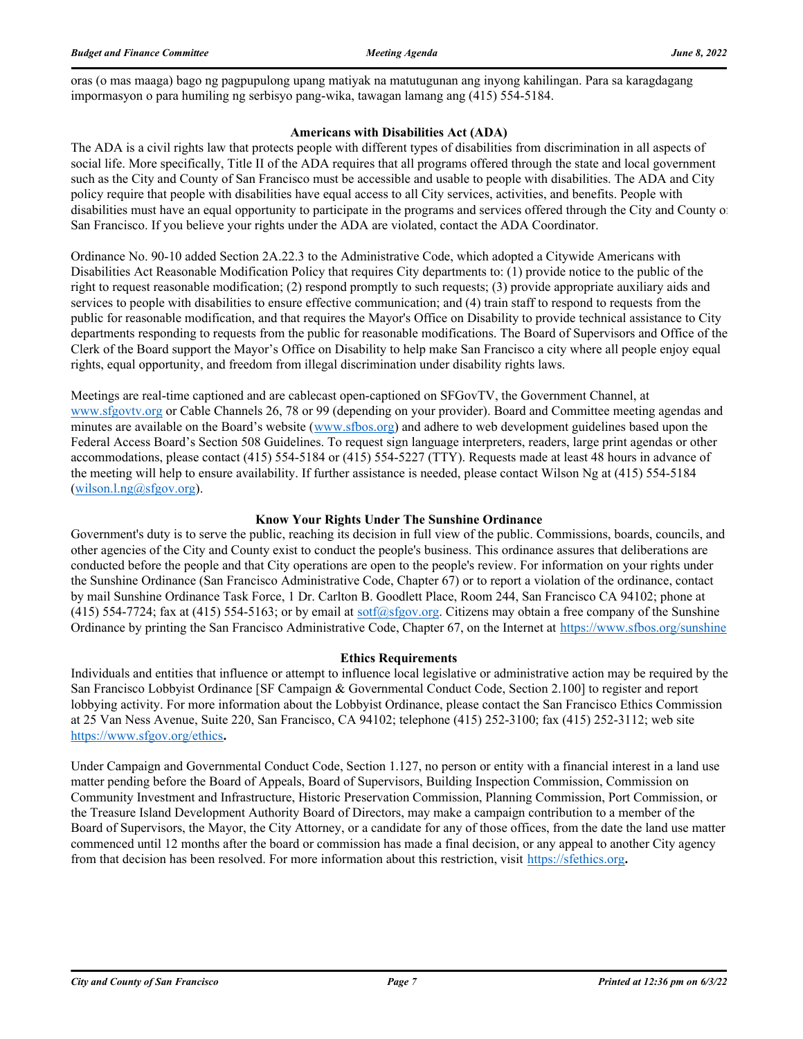oras (o mas maaga) bago ng pagpupulong upang matiyak na matutugunan ang inyong kahilingan. Para sa karagdagang impormasyon o para humiling ng serbisyo pang-wika, tawagan lamang ang (415) 554-5184.

### Americans with Disabilities Act (ADA)

The ADA is a civil rights law that protects people with different types of disabilities from discrimination in all aspects of social life. More specifically, Title II of the ADA requires that all programs offered through the state and local government such as the City and County of San Francisco must be accessible and usable to people with disabilities. The ADA and City policy require that people with disabilities have equal access to all City services, activities, and benefits. People with disabilities must have an equal opportunity to participate in the programs and services offered through the City and County of San Francisco. If you believe your rights under the ADA are violated, contact the ADA Coordinator.

Ordinance No. 90-10 added Section 2A.22.3 to the Administrative Code, which adopted a Citywide Americans with Disabilities Act Reasonable Modification Policy that requires City departments to: (1) provide notice to the public of the right to request reasonable modification; (2) respond promptly to such requests; (3) provide appropriate auxiliary aids and services to people with disabilities to ensure effective communication; and (4) train staff to respond to requests from the public for reasonable modification, and that requires the Mayor's Office on Disability to provide technical assistance to City departments responding to requests from the public for reasonable modifications. The Board of Supervisors and Office of the Clerk of the Board support the Mayor's Office on Disability to help make San Francisco a city where all people enjoy equal rights, equal opportunity, and freedom from illegal discrimination under disability rights laws.

Meetings are real-time captioned and are cablecast open-captioned on SFGovTV, the Government Channel, at www.sfgovtv.org or Cable Channels 26, 78 or 99 (depending on your provider). Board and Committee meeting agendas and minutes are available on the Board's website (www.sfbos.org) and adhere to web development guidelines based upon the Federal Access Board's Section 508 Guidelines. To request sign language interpreters, readers, large print agendas or other accommodations, please contact (415) 554-5184 or (415) 554-5227 (TTY). Requests made at least 48 hours in advance of the meeting will help to ensure availability. If further assistance is needed, please contact Wilson Ng at (415) 554-5184 (wilson.l.ng@sfgov.org).

### Know Your Rights Under The Sunshine Ordinance

Government's duty is to serve the public, reaching its decision in full view of the public. Commissions, boards, councils, and other agencies of the City and County exist to conduct the people's business. This ordinance assures that deliberations are conducted before the people and that City operations are open to the people's review. For information on your rights under the Sunshine Ordinance (San Francisco Administrative Code, Chapter 67) or to report a violation of the ordinance, contact by mail Sunshine Ordinance Task Force, 1 Dr. Carlton B. Goodlett Place, Room 244, San Francisco CA 94102; phone at (415) 554-7724; fax at (415) 554-5163; or by email at sotf@sfgov.org. Citizens may obtain a free company of the Sunshine Ordinance by printing the San Francisco Administrative Code, Chapter 67, on the Internet at https://www.sfbos.org/sunshine

### Ethics Requirements

Individuals and entities that influence or attempt to influence local legislative or administrative action may be required by the San Francisco Lobbyist Ordinance [SF Campaign & Governmental Conduct Code, Section 2.100] to register and report lobbying activity. For more information about the Lobbyist Ordinance, please contact the San Francisco Ethics Commission at 25 Van Ness Avenue, Suite 220, San Francisco, CA 94102; telephone (415) 252-3100; fax (415) 252-3112; web site https://www.sfgov.org/ethics**.**

Under Campaign and Governmental Conduct Code, Section 1.127, no person or entity with a financial interest in a land use matter pending before the Board of Appeals, Board of Supervisors, Building Inspection Commission, Commission on Community Investment and Infrastructure, Historic Preservation Commission, Planning Commission, Port Commission, or the Treasure Island Development Authority Board of Directors, may make a campaign contribution to a member of the Board of Supervisors, the Mayor, the City Attorney, or a candidate for any of those offices, from the date the land use matter commenced until 12 months after the board or commission has made a final decision, or any appeal to another City agency from that decision has been resolved. For more information about this restriction, visit https://sfethics.org**.**